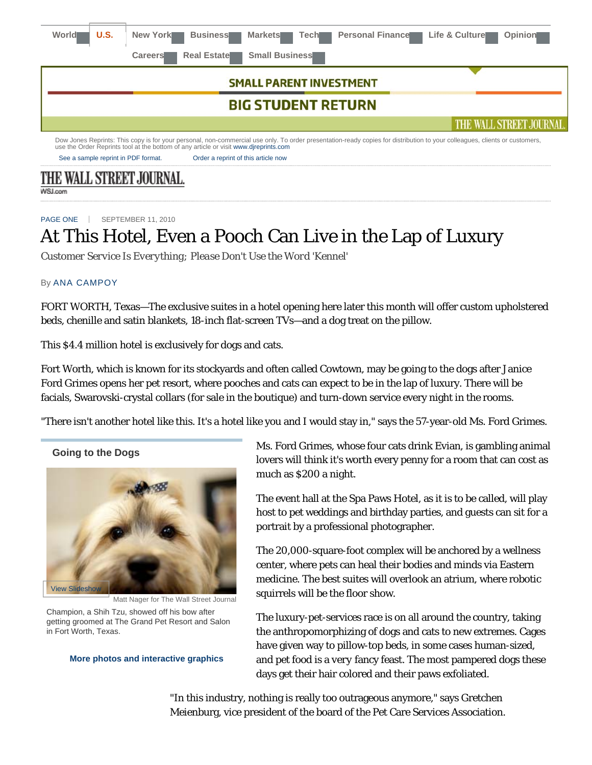Dow Jones Reprints: This copy is for your personal, non-commercial use only. To order presentation-ready copies for distribution to your colleagues, clients or customers, use the Order Reprints tool at the bottom of any article or visit www.djreprints.com

See a sample reprint in PDF format. Order a reprint of this article now

THE WALL STREET JOURNAL.

WSJ.com

PAGE ONE | SEPTEMBER 11, 2010

# At This Hotel, Even a Pooch Can Live in the Lap of Luxury

*Customer Service Is Everything; Please Don't Use the Word 'Kennel'*

By ANA CAMPOY

FORT WORTH, Texas—The exclusive suites in a hotel opening here later this month will offer custom upholstered beds, chenille and satin blankets, 18-inch flat-screen TVs—and a dog treat on the pillow.

This $4.4 million hotel is exclusively for dogs and cats.

Fort Worth, which is known for its stockyards and often called Cowtown, may be going to the dogs after Janice Ford Grimes opens her pet resort, where pooches and cats can expect to be in the lap of luxury. There will be facials, Swarovski-crystal collars (for sale in the boutique) and turn-down service every night in the rooms.

"There isn't another hotel like this. It's a hotel like you and I would stay in," says the 57-year-old Ms. Ford Grimes.

**Going to the Dogs**

View Slideshow

Matt Nager for The Wall Street Journal

Champion, a Shih Tzu, showed off his bow after getting groomed at The Grand Pet Resort and Salon in Fort Worth, Texas.

**More photos and interactive graphics**

Ms. Ford Grimes, whose four cats drink Evian, is gambling animal lovers will think it's worth every penny for a room that can cost as much as $200 a night.

The event hall at the Spa Paws Hotel, as it is to be called, will play host to pet weddings and birthday parties, and guests can sit for a portrait by a professional photographer.

The 20,000-square-foot complex will be anchored by a wellness center, where pets can heal their bodies and minds via Eastern medicine. The best suites will overlook an atrium, where robotic squirrels will be the floor show.

The luxury-pet-services race is on all around the country, taking the anthropomorphizing of dogs and cats to new extremes. Cages have given way to pillow-top beds, in some cases human-sized, and pet food is a very fancy feast. The most pampered dogs these days get their hair colored and their paws exfoliated.

"In this industry, nothing is really too outrageous anymore," says Gretchen Meienburg, vice president of the board of the Pet Care Services Association.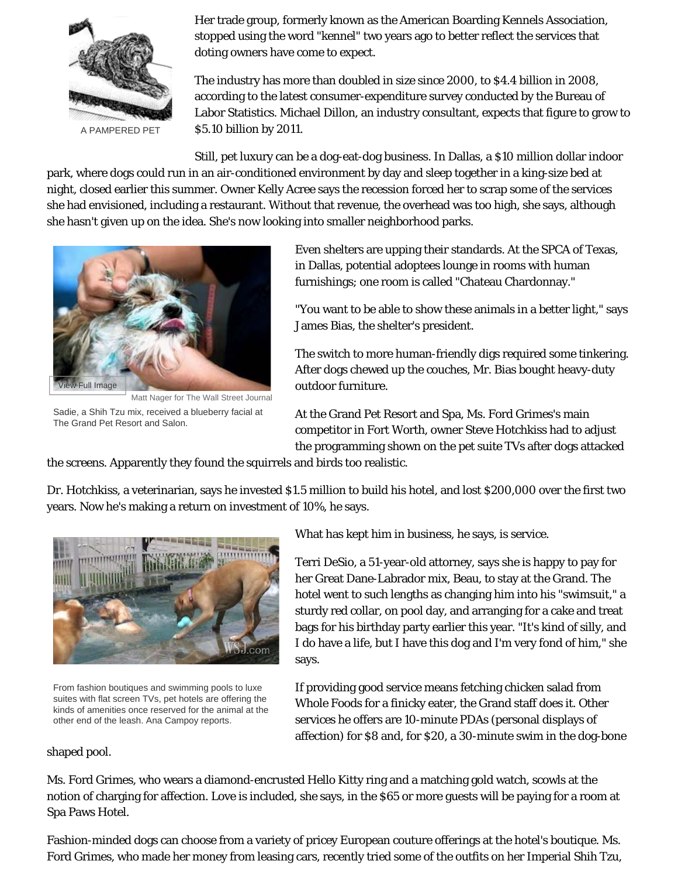A PAMPERED PET

Her trade group, formerly known as the American Boarding Kennels Association, stopped using the word "kennel" two years ago to better reflect the services that doting owners have come to expect.

The industry has more than doubled in size since 2000, to $4.4 billion in 2008, according to the latest consumer-expenditure survey conducted by the Bureau of Labor Statistics. Michael Dillon, an industry consultant, expects that figure to grow to $5.10 billion by 2011.

Still, pet luxury can be a dog-eat-dog business. In Dallas, a $10 million dollar indoor park, where dogs could run in an air-conditioned environment by day and sleep together in a king-size bed at night, closed earlier this summer. Owner Kelly Acree says the recession forced her to scrap some of the services she had envisioned, including a restaurant. Without that revenue, the overhead was too high, she says, although she hasn't given up on the idea. She's now looking into smaller neighborhood parks.

View Full Image

Matt Nager for The Wall Street Journal

Sadie, a Shih Tzu mix, received a blueberry facial at The Grand Pet Resort and Salon.

Even shelters are upping their standards. At the SPCA of Texas, in Dallas, potential adoptees lounge in rooms with human furnishings; one room is called "Chateau Chardonnay."

"You want to be able to show these animals in a better light," says James Bias, the shelter's president.

The switch to more human-friendly digs required some tinkering. After dogs chewed up the couches, Mr. Bias bought heavy-duty outdoor furniture.

At the Grand Pet Resort and Spa, Ms. Ford Grimes's main competitor in Fort Worth, owner Steve Hotchkiss had to adjust the programming shown on the pet suite TVs after dogs attacked the screens. Apparently they found the squirrels and birds too realistic.

Dr. Hotchkiss, a veterinarian, says he invested $1.5 million to build his hotel, and lost $200,000 over the first two years. Now he's making a return on investment of 10%, he says.

From fashion boutiques and swimming pools to luxe suites with flat screen TVs, pet hotels are offering the kinds of amenities once reserved for the animal at the other end of the leash. Ana Campoy reports.

What has kept him in business, he says, is service.

Terri DeSio, a 51-year-old attorney, says she is happy to pay for her Great Dane-Labrador mix, Beau, to stay at the Grand. The hotel went to such lengths as changing him into his "swimsuit," a sturdy red collar, on pool day, and arranging for a cake and treat bags for his birthday party earlier this year. "It's kind of silly, and I do have a life, but I have this dog and I'm very fond of him," she says.

If providing good service means fetching chicken salad from Whole Foods for a finicky eater, the Grand staff does it. Other services he offers are 10-minute PDAs (personal displays of affection) for $8 and, for $20, a 30-minute swim in the dog-bone shaped pool.

Ms. Ford Grimes, who wears a diamond-encrusted Hello Kitty ring and a matching gold watch, scowls at the notion of charging for affection. Love is included, she says, in the $65 or more guests will be paying for a room at Spa Paws Hotel.

Fashion-minded dogs can choose from a variety of pricey European couture offerings at the hotel's boutique. Ms. Ford Grimes, who made her money from leasing cars, recently tried some of the outfits on her Imperial Shih Tzu,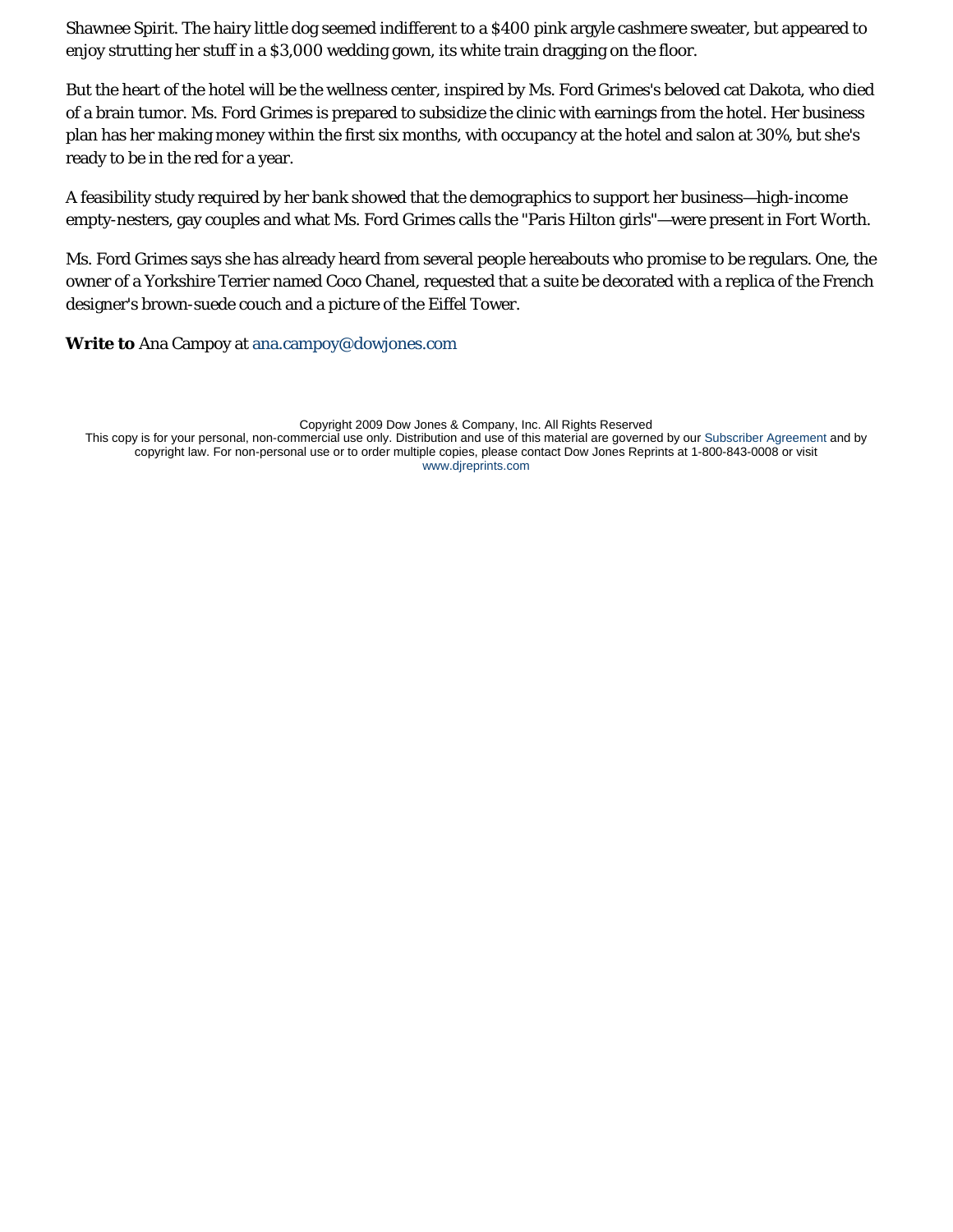Shawnee Spirit. The hairy little dog seemed indifferent to a $400 pink argyle cashmere sweater, but appeared to enjoy strutting her stuff in a $3,000 wedding gown, its white train dragging on the floor.

But the heart of the hotel will be the wellness center, inspired by Ms. Ford Grimes's beloved cat Dakota, who died of a brain tumor. Ms. Ford Grimes is prepared to subsidize the clinic with earnings from the hotel. Her business plan has her making money within the first six months, with occupancy at the hotel and salon at 30%, but she's ready to be in the red for a year.

A feasibility study required by her bank showed that the demographics to support her business—high-income empty-nesters, gay couples and what Ms. Ford Grimes calls the "Paris Hilton girls"—were present in Fort Worth.

Ms. Ford Grimes says she has already heard from several people hereabouts who promise to be regulars. One, the owner of a Yorkshire Terrier named Coco Chanel, requested that a suite be decorated with a replica of the French designer's brown-suede couch and a picture of the Eiffel Tower.

**Write to** Ana Campoy at ana.campoy@dowjones.com

Copyright 2009 Dow Jones & Company, Inc. All Rights Reserved
This copy is for your personal, non-commercial use only. Distribution and use of this material are governed by our Subscriber Agreement and by copyright law. For non-personal use or to order multiple copies, please contact Dow Jones Reprints at 1-800-843-0008 or visit www.djreprints.com